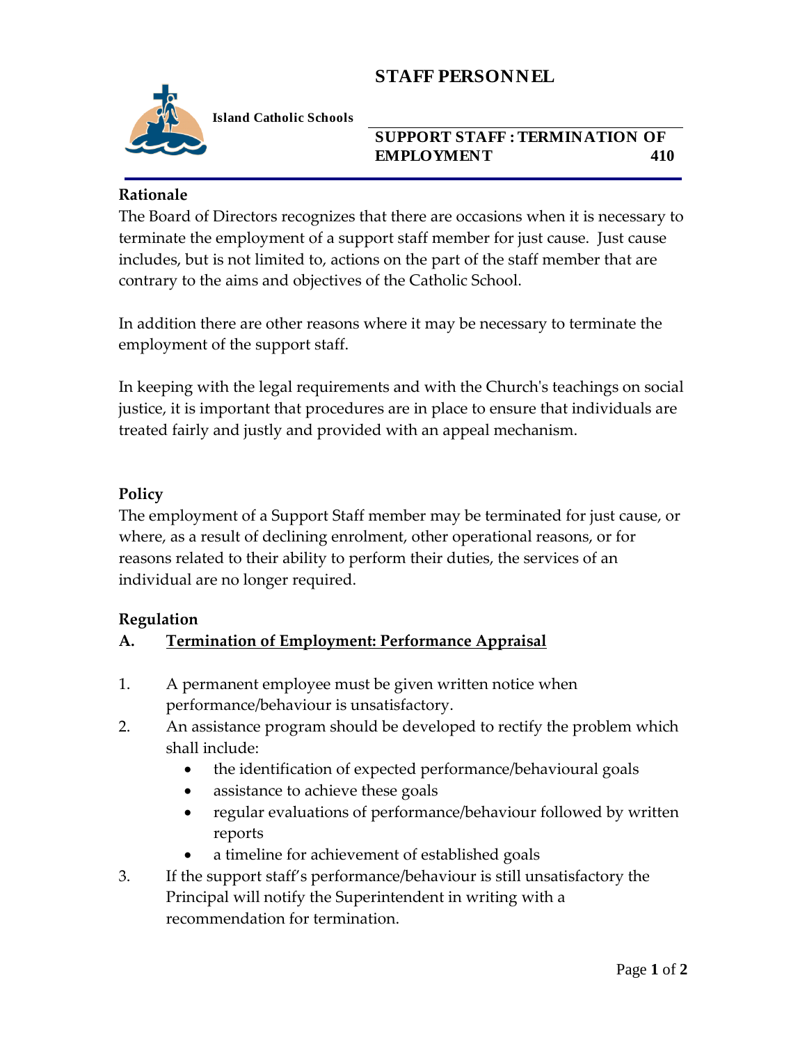# STAFF PERSONNEL

**Island Catholic Schools**

## SUPPORT STAFF : TERMINATION OF EMPLOYMENT 410

### Rationale

The Board of Directors recognizes that there are occasions when it is necessary to terminate the employment of a support staff member for just cause. Just cause includes, but is not limited to, actions on the part of the staff member that are contrary to the aims and objectives of the Catholic School.

In addition there are other reasons where it may be necessary to terminate the employment of the support staff.

In keeping with the legal requirements and with the Church's teachings on social justice, it is important that procedures are in place to ensure that individuals are treated fairly and justly and provided with an appeal mechanism.

### Policy

The employment of a Support Staff member may be terminated for just cause, or where, as a result of declining enrolment, other operational reasons, or for reasons related to their ability to perform their duties, the services of an individual are no longer required.

### Regulation

**A. <u>Termination of Employment: Performance Appraisal</u>**

1. A permanent employee must be given written notice when performance/behaviour is unsatisfactory.
2. An assistance program should be developed to rectify the problem which shall include:
   - the identification of expected performance/behavioural goals
   - assistance to achieve these goals
   - regular evaluations of performance/behaviour followed by written reports
   - a timeline for achievement of established goals
3. If the support staff's performance/behaviour is still unsatisfactory the Principal will notify the Superintendent in writing with a recommendation for termination.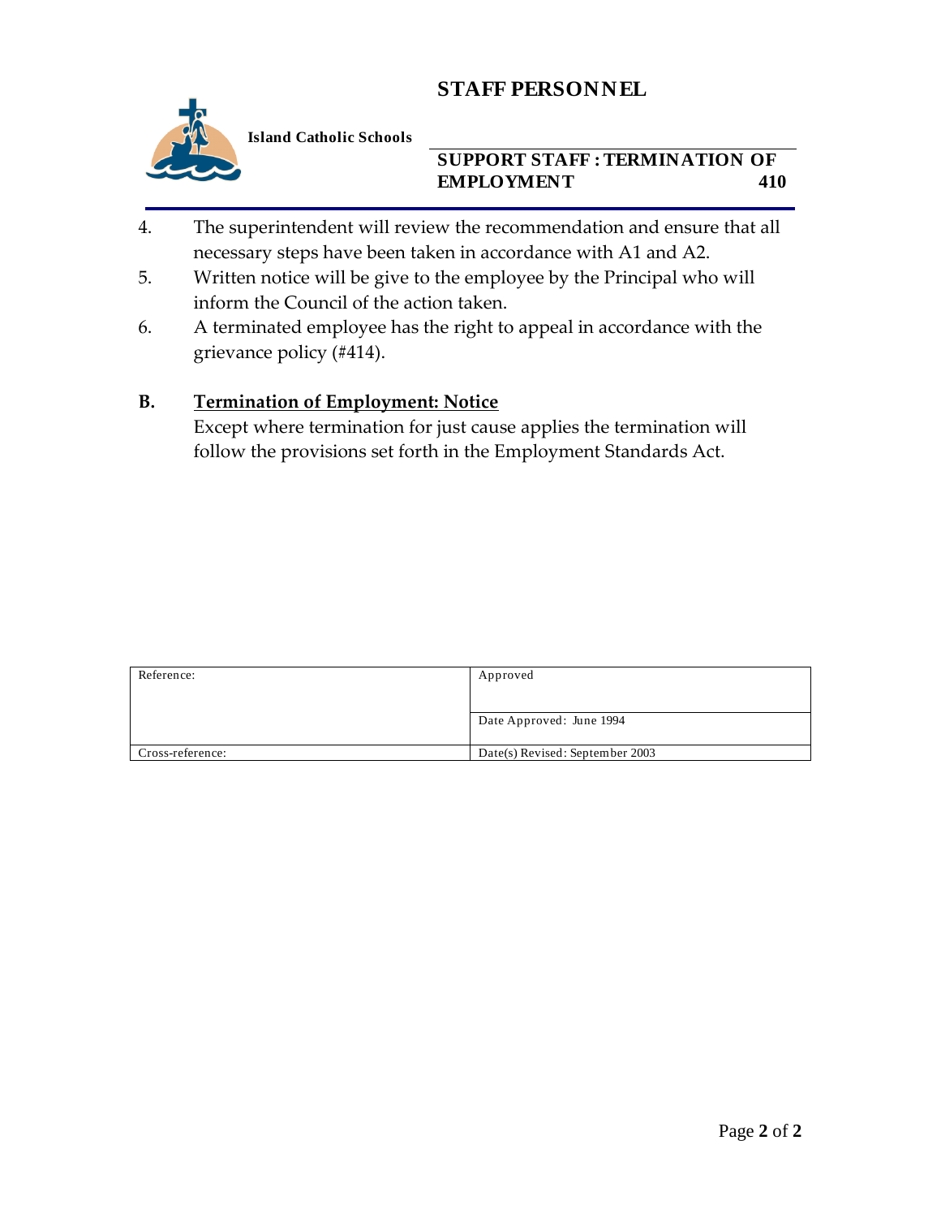4. The superintendent will review the recommendation and ensure that all necessary steps have been taken in accordance with A1 and A2.
5. Written notice will be give to the employee by the Principal who will inform the Council of the action taken.
6. A terminated employee has the right to appeal in accordance with the grievance policy (#414).

**B. <u>Termination of Employment: Notice</u>**

Except where termination for just cause applies the termination will follow the provisions set forth in the Employment Standards Act.

| | |
|---|---|
| Reference: | Approved |
| | Date Approved: June 1994 |
| Cross-reference: | Date(s) Revised: September 2003 |